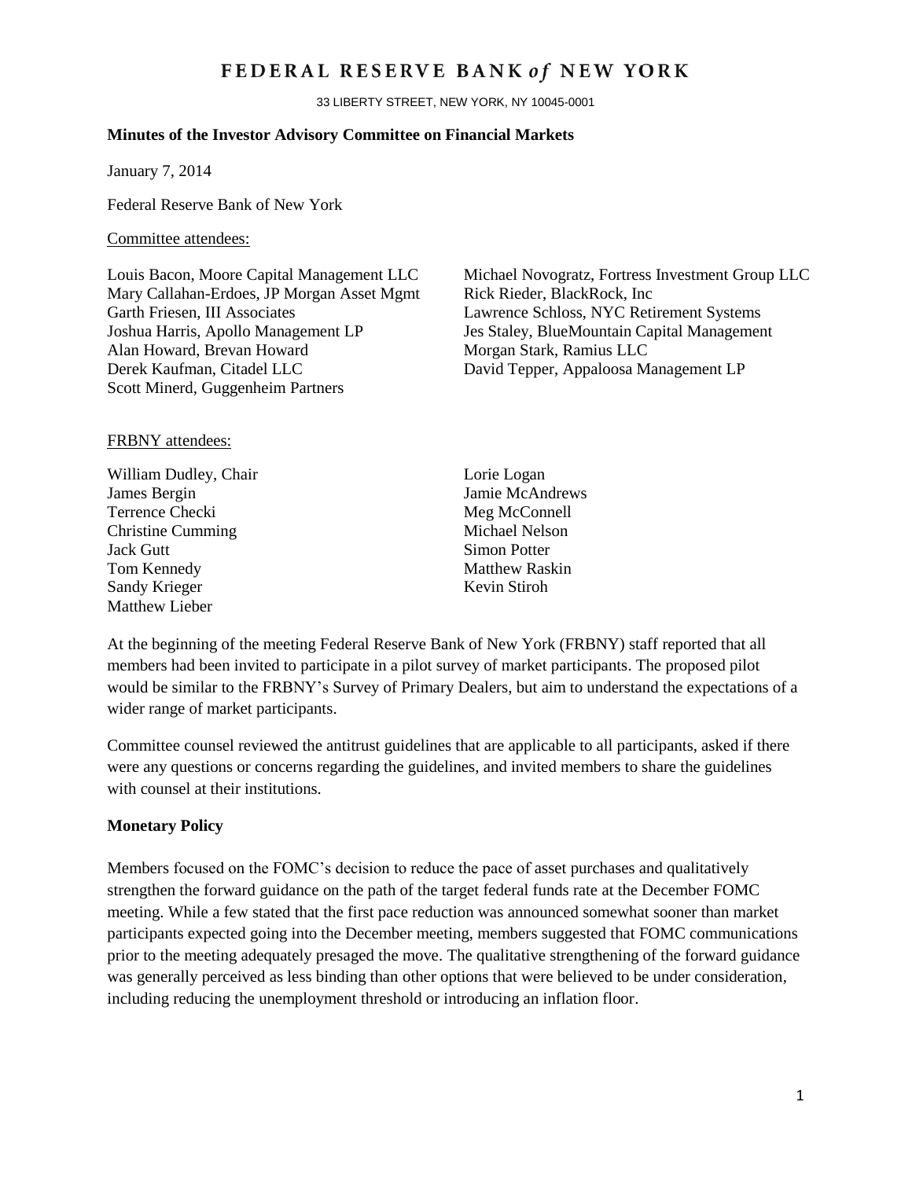# FEDERAL RESERVE BANK *of* NEW YORK

33 LIBERTY STREET, NEW YORK, NY 10045-0001

**Minutes of the Investor Advisory Committee on Financial Markets**

January 7, 2014

Federal Reserve Bank of New York

Committee attendees:

Louis Bacon, Moore Capital Management LLC
Mary Callahan-Erdoes, JP Morgan Asset Mgmt
Garth Friesen, III Associates
Joshua Harris, Apollo Management LP
Alan Howard, Brevan Howard
Derek Kaufman, Citadel LLC
Scott Minerd, Guggenheim Partners
Michael Novogratz, Fortress Investment Group LLC
Rick Rieder, BlackRock, Inc
Lawrence Schloss, NYC Retirement Systems
Jes Staley, BlueMountain Capital Management
Morgan Stark, Ramius LLC
David Tepper, Appaloosa Management LP

FRBNY attendees:

William Dudley, Chair
James Bergin
Terrence Checki
Christine Cumming
Jack Gutt
Tom Kennedy
Sandy Krieger
Matthew Lieber
Lorie Logan
Jamie McAndrews
Meg McConnell
Michael Nelson
Simon Potter
Matthew Raskin
Kevin Stiroh

At the beginning of the meeting Federal Reserve Bank of New York (FRBNY) staff reported that all members had been invited to participate in a pilot survey of market participants. The proposed pilot would be similar to the FRBNY's Survey of Primary Dealers, but aim to understand the expectations of a wider range of market participants.

Committee counsel reviewed the antitrust guidelines that are applicable to all participants, asked if there were any questions or concerns regarding the guidelines, and invited members to share the guidelines with counsel at their institutions.

## Monetary Policy

Members focused on the FOMC's decision to reduce the pace of asset purchases and qualitatively strengthen the forward guidance on the path of the target federal funds rate at the December FOMC meeting. While a few stated that the first pace reduction was announced somewhat sooner than market participants expected going into the December meeting, members suggested that FOMC communications prior to the meeting adequately presaged the move. The qualitative strengthening of the forward guidance was generally perceived as less binding than other options that were believed to be under consideration, including reducing the unemployment threshold or introducing an inflation floor.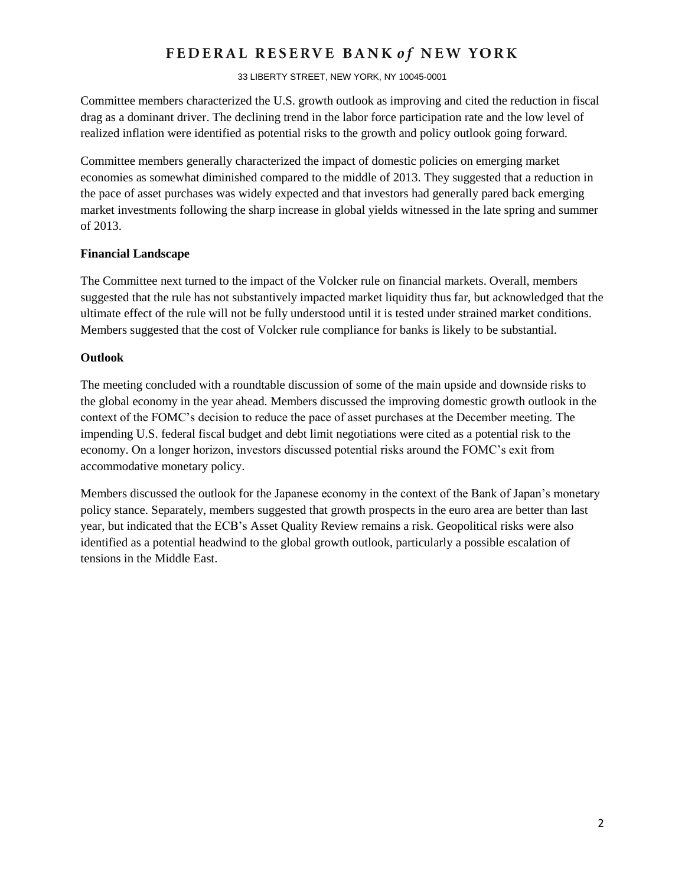Committee members characterized the U.S. growth outlook as improving and cited the reduction in fiscal drag as a dominant driver. The declining trend in the labor force participation rate and the low level of realized inflation were identified as potential risks to the growth and policy outlook going forward.

Committee members generally characterized the impact of domestic policies on emerging market economies as somewhat diminished compared to the middle of 2013. They suggested that a reduction in the pace of asset purchases was widely expected and that investors had generally pared back emerging market investments following the sharp increase in global yields witnessed in the late spring and summer of 2013.

**Financial Landscape**

The Committee next turned to the impact of the Volcker rule on financial markets. Overall, members suggested that the rule has not substantively impacted market liquidity thus far, but acknowledged that the ultimate effect of the rule will not be fully understood until it is tested under strained market conditions. Members suggested that the cost of Volcker rule compliance for banks is likely to be substantial.

**Outlook**

The meeting concluded with a roundtable discussion of some of the main upside and downside risks to the global economy in the year ahead. Members discussed the improving domestic growth outlook in the context of the FOMC's decision to reduce the pace of asset purchases at the December meeting. The impending U.S. federal fiscal budget and debt limit negotiations were cited as a potential risk to the economy. On a longer horizon, investors discussed potential risks around the FOMC's exit from accommodative monetary policy.

Members discussed the outlook for the Japanese economy in the context of the Bank of Japan's monetary policy stance. Separately, members suggested that growth prospects in the euro area are better than last year, but indicated that the ECB's Asset Quality Review remains a risk. Geopolitical risks were also identified as a potential headwind to the global growth outlook, particularly a possible escalation of tensions in the Middle East.